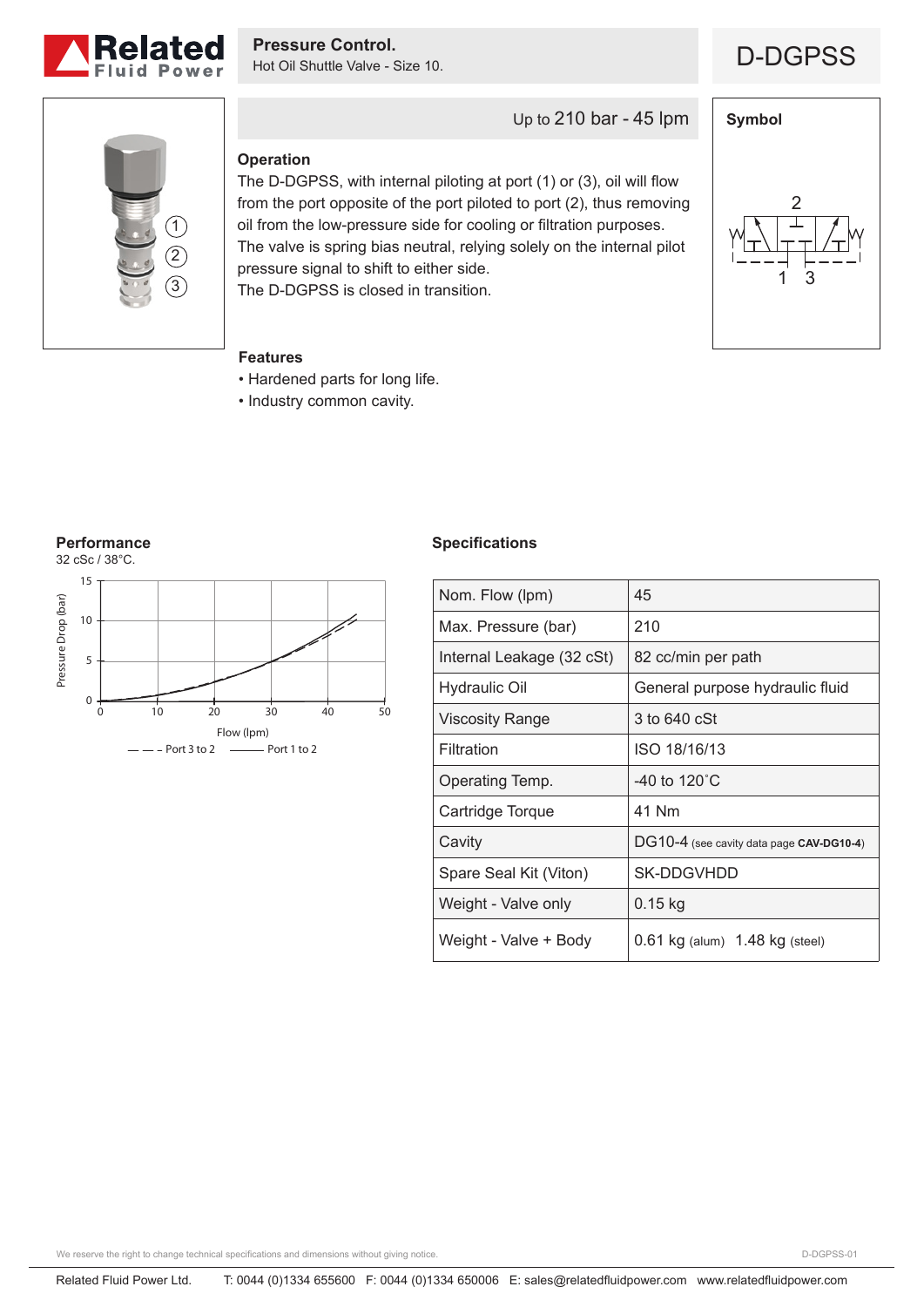# Pressure Control.

Hot Oil Shuttle Valve - Size 10.

# D-DGPSS

Up to 210 bar - 45 lpm

1
2
3

## Operation

The D-DGPSS, with internal piloting at port (1) or (3), oil will flow from the port opposite of the port piloted to port (2), thus removing oil from the low-pressure side for cooling or filtration purposes.
The valve is spring bias neutral, relying solely on the internal pilot pressure signal to shift to either side.
The D-DGPSS is closed in transition.

## Symbol

2
1 3

## Features

- Hardened parts for long life.
- Industry common cavity.

## Performance

32 cSc / 38°C.

Pressure Drop (bar)
15
10
5
0
0 10 20 30 40 50
Flow (lpm)
Port 3 to 2
Port 1 to 2

## Specifications

| | |
|---|---|
| Nom. Flow (lpm) | 45 |
| Max. Pressure (bar) | 210 |
| Internal Leakage (32 cSt) | 82 cc/min per path |
| Hydraulic Oil | General purpose hydraulic fluid |
| Viscosity Range | 3 to 640 cSt |
| Filtration | ISO 18/16/13 |
| Operating Temp. | -40 to 120˚C |
| Cartridge Torque | 41 Nm |
| Cavity | DG10-4 (see cavity data page **CAV-DG10-4**) |
| Spare Seal Kit (Viton) | SK-DDGVHDD |
| Weight - Valve only | 0.15 kg |
| Weight - Valve + Body | 0.61 kg (alum) 1.48 kg (steel) |

We reserve the right to change technical specifications and dimensions without giving notice.

D-DGPSS-01

Related Fluid Power Ltd. T: 0044 (0)1334 655600 F: 0044 (0)1334 650006 E: sales@relatedfluidpower.com www.relatedfluidpower.com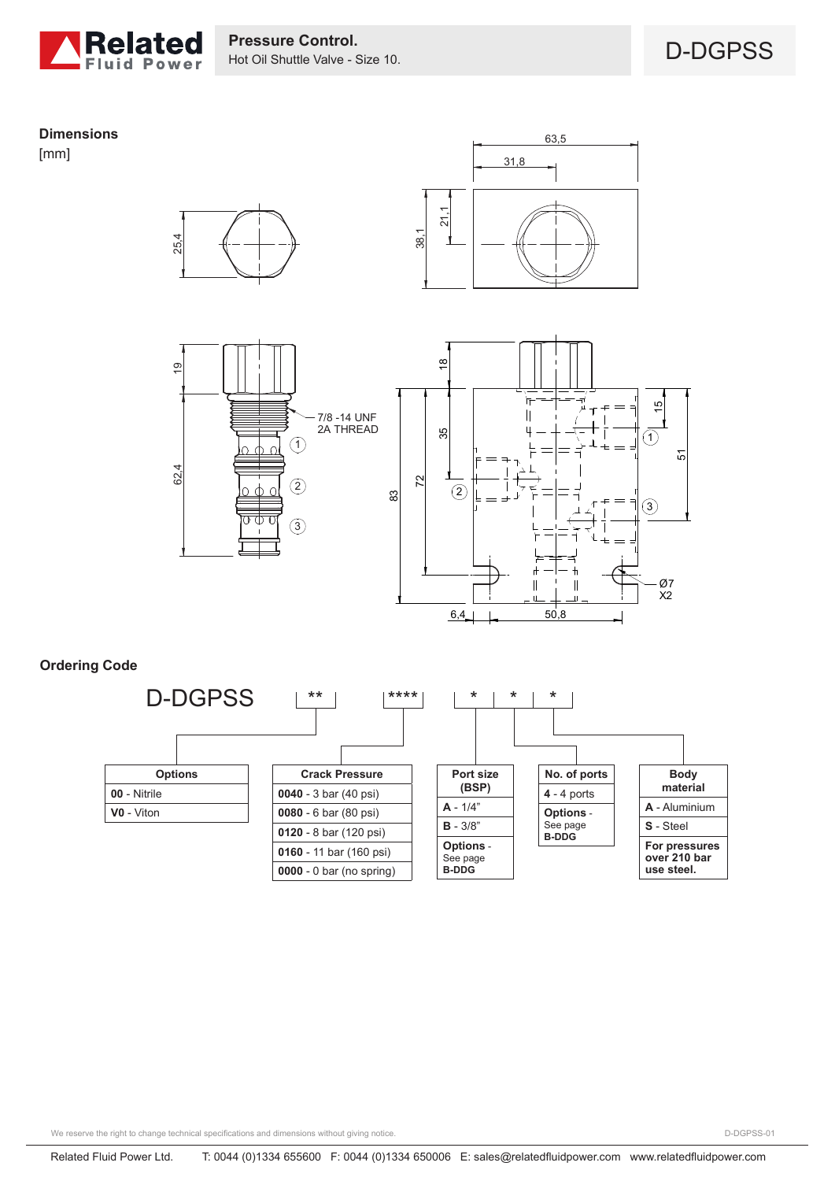# Pressure Control.

Hot Oil Shuttle Valve - Size 10.

D-DGPSS

## Dimensions

[mm]

63,5
31,8
25,4
38,1
21,1
19
62,4
7/8 -14 UNF
2A THREAD
1
2
3
18
35
72
83
15
51
Ø7
X2
6,4
50,8

## Ordering Code

D-DGPSS ** **** * * *

| Options |
|---|
| **00** - Nitrile |
| **V0** - Viton |

| Crack Pressure |
|---|
| **0040** - 3 bar (40 psi) |
| **0080** - 6 bar (80 psi) |
| **0120** - 8 bar (120 psi) |
| **0160** - 11 bar (160 psi) |
| **0000** - 0 bar (no spring) |

| Port size (BSP) |
|---|
| **A** - 1/4" |
| **B** - 3/8" |
| **Options** - See page **B-DDG** |

| No. of ports |
|---|
| **4** - 4 ports |
| **Options** - See page **B-DDG** |

| Body material |
|---|
| **A** - Aluminium |
| **S** - Steel |
| **For pressures over 210 bar use steel.** |

We reserve the right to change technical specifications and dimensions without giving notice.

Related Fluid Power Ltd. T: 0044 (0)1334 655600 F: 0044 (0)1334 650006 E: sales@relatedfluidpower.com www.relatedfluidpower.com